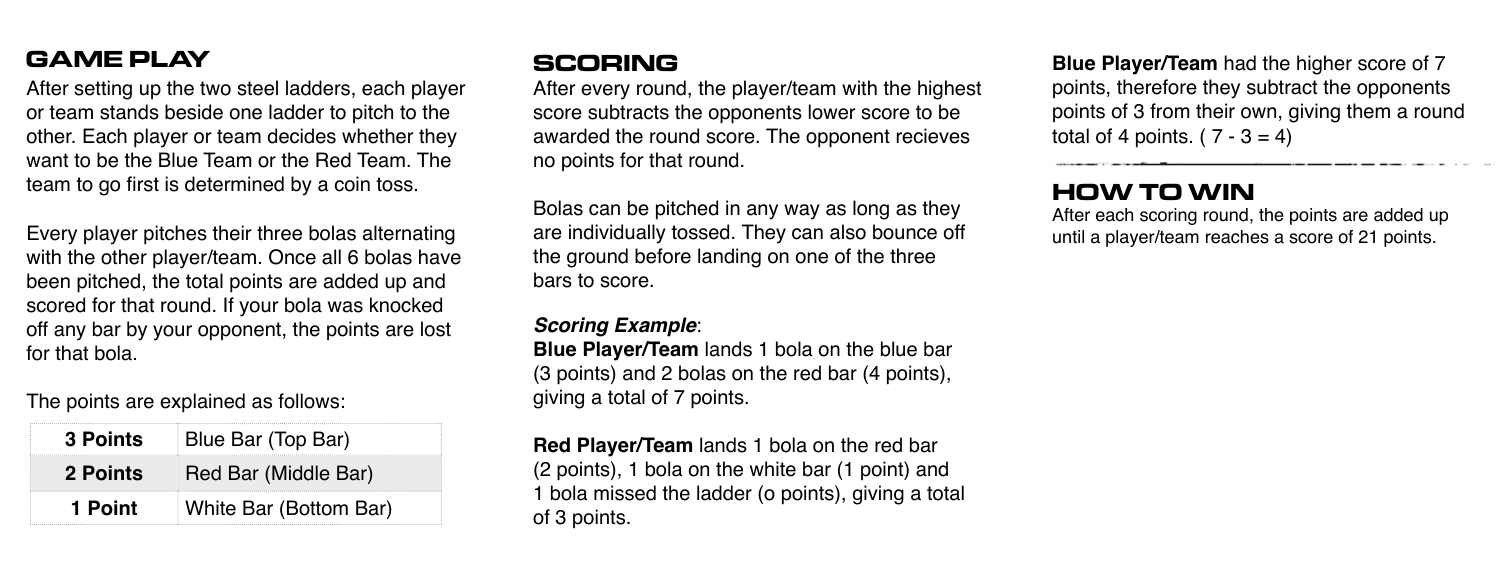## GAME PLAY

After setting up the two steel ladders, each player or team stands beside one ladder to pitch to the other. Each player or team decides whether they want to be the Blue Team or the Red Team. The team to go first is determined by a coin toss.

Every player pitches their three bolas alternating with the other player/team. Once all 6 bolas have been pitched, the total points are added up and scored for that round. If your bola was knocked off any bar by your opponent, the points are lost for that bola.

The points are explained as follows:

| Points | Bar |
|---|---|
| **3 Points** | Blue Bar (Top Bar) |
| **2 Points** | Red Bar (Middle Bar) |
| **1 Point** | White Bar (Bottom Bar) |

## SCORING

After every round, the player/team with the highest score subtracts the opponents lower score to be awarded the round score. The opponent recieves no points for that round.

Bolas can be pitched in any way as long as they are individually tossed. They can also bounce off the ground before landing on one of the three bars to score.

***Scoring Example***:

**Blue Player/Team** lands 1 bola on the blue bar (3 points) and 2 bolas on the red bar (4 points), giving a total of 7 points.

**Red Player/Team** lands 1 bola on the red bar (2 points), 1 bola on the white bar (1 point) and 1 bola missed the ladder (o points), giving a total of 3 points.

**Blue Player/Team** had the higher score of 7 points, therefore they subtract the opponents points of 3 from their own, giving them a round total of 4 points. ( 7 - 3 = 4)

## HOW TO WIN

After each scoring round, the points are added up until a player/team reaches a score of 21 points.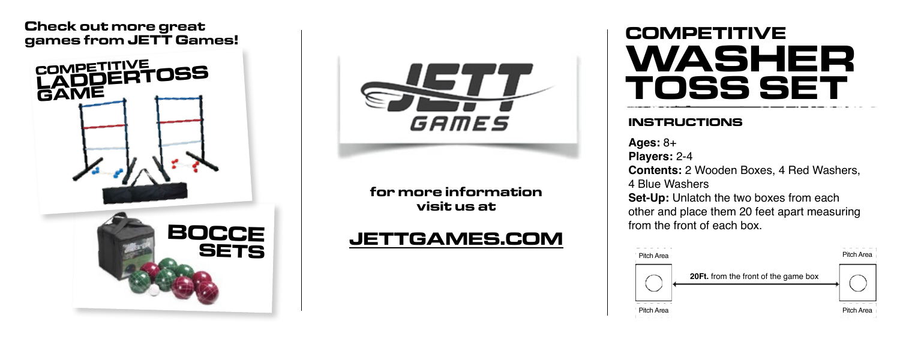**Check out more great games from JETT Games!**

COMPETITIVE LADDERTOSS GAME

BOCCE SETS

JETT GAMES

**for more information visit us at**

**JETTGAMES.COM**

# COMPETITIVE WASHER TOSS SET

## INSTRUCTIONS

**Ages:** 8+
**Players:** 2-4
**Contents:** 2 Wooden Boxes, 4 Red Washers, 4 Blue Washers
**Set-Up:** Unlatch the two boxes from each other and place them 20 feet apart measuring from the front of each box.

Pitch Area
Pitch Area
**20Ft.** from the front of the game box
Pitch Area
Pitch Area